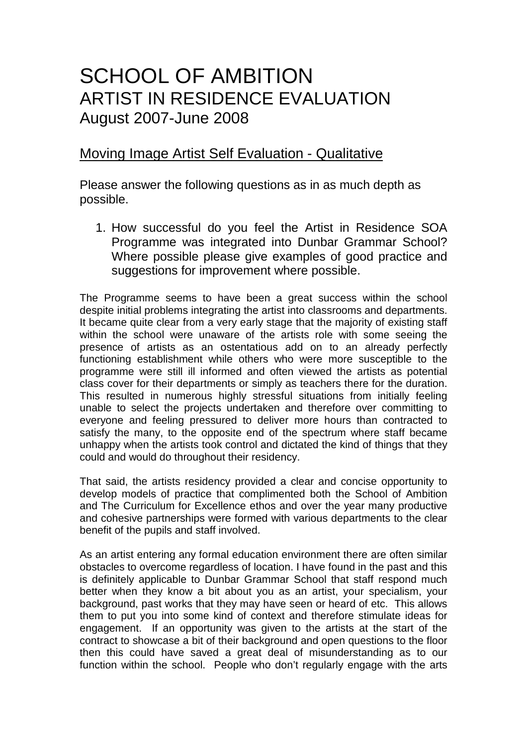# SCHOOL OF AMBITION
## ARTIST IN RESIDENCE EVALUATION
### August 2007-June 2008

## Moving Image Artist Self Evaluation - Qualitative

Please answer the following questions as in as much depth as possible.

1. How successful do you feel the Artist in Residence SOA Programme was integrated into Dunbar Grammar School? Where possible please give examples of good practice and suggestions for improvement where possible.

The Programme seems to have been a great success within the school despite initial problems integrating the artist into classrooms and departments. It became quite clear from a very early stage that the majority of existing staff within the school were unaware of the artists role with some seeing the presence of artists as an ostentatious add on to an already perfectly functioning establishment while others who were more susceptible to the programme were still ill informed and often viewed the artists as potential class cover for their departments or simply as teachers there for the duration. This resulted in numerous highly stressful situations from initially feeling unable to select the projects undertaken and therefore over committing to everyone and feeling pressured to deliver more hours than contracted to satisfy the many, to the opposite end of the spectrum where staff became unhappy when the artists took control and dictated the kind of things that they could and would do throughout their residency.

That said, the artists residency provided a clear and concise opportunity to develop models of practice that complimented both the School of Ambition and The Curriculum for Excellence ethos and over the year many productive and cohesive partnerships were formed with various departments to the clear benefit of the pupils and staff involved.

As an artist entering any formal education environment there are often similar obstacles to overcome regardless of location. I have found in the past and this is definitely applicable to Dunbar Grammar School that staff respond much better when they know a bit about you as an artist, your specialism, your background, past works that they may have seen or heard of etc. This allows them to put you into some kind of context and therefore stimulate ideas for engagement. If an opportunity was given to the artists at the start of the contract to showcase a bit of their background and open questions to the floor then this could have saved a great deal of misunderstanding as to our function within the school. People who don't regularly engage with the arts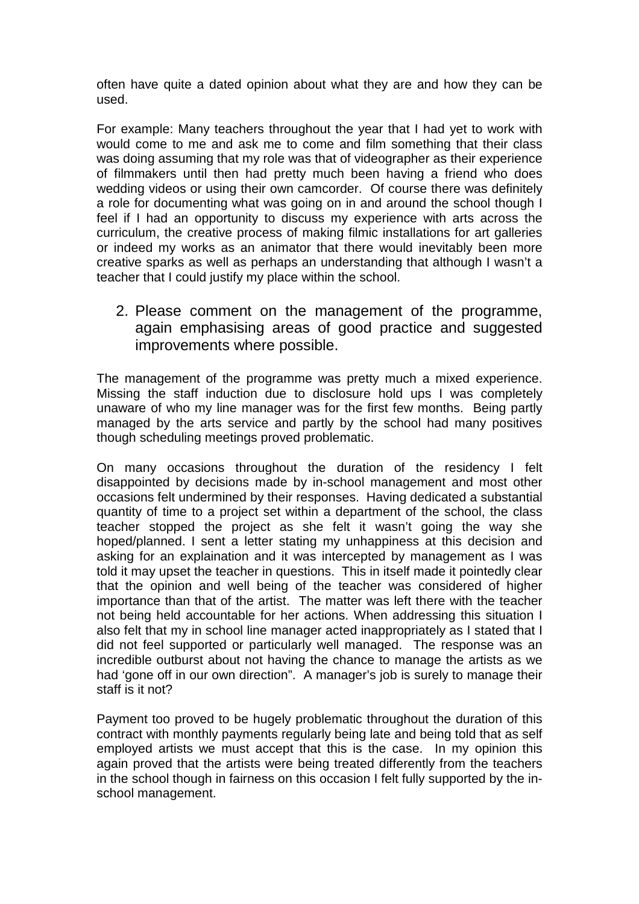often have quite a dated opinion about what they are and how they can be used.

For example: Many teachers throughout the year that I had yet to work with would come to me and ask me to come and film something that their class was doing assuming that my role was that of videographer as their experience of filmmakers until then had pretty much been having a friend who does wedding videos or using their own camcorder. Of course there was definitely a role for documenting what was going on in and around the school though I feel if I had an opportunity to discuss my experience with arts across the curriculum, the creative process of making filmic installations for art galleries or indeed my works as an animator that there would inevitably been more creative sparks as well as perhaps an understanding that although I wasn't a teacher that I could justify my place within the school.

2. Please comment on the management of the programme, again emphasising areas of good practice and suggested improvements where possible.

The management of the programme was pretty much a mixed experience. Missing the staff induction due to disclosure hold ups I was completely unaware of who my line manager was for the first few months. Being partly managed by the arts service and partly by the school had many positives though scheduling meetings proved problematic.

On many occasions throughout the duration of the residency I felt disappointed by decisions made by in-school management and most other occasions felt undermined by their responses. Having dedicated a substantial quantity of time to a project set within a department of the school, the class teacher stopped the project as she felt it wasn't going the way she hoped/planned. I sent a letter stating my unhappiness at this decision and asking for an explaination and it was intercepted by management as I was told it may upset the teacher in questions. This in itself made it pointedly clear that the opinion and well being of the teacher was considered of higher importance than that of the artist. The matter was left there with the teacher not being held accountable for her actions. When addressing this situation I also felt that my in school line manager acted inappropriately as I stated that I did not feel supported or particularly well managed. The response was an incredible outburst about not having the chance to manage the artists as we had 'gone off in our own direction". A manager's job is surely to manage their staff is it not?

Payment too proved to be hugely problematic throughout the duration of this contract with monthly payments regularly being late and being told that as self employed artists we must accept that this is the case. In my opinion this again proved that the artists were being treated differently from the teachers in the school though in fairness on this occasion I felt fully supported by the in-school management.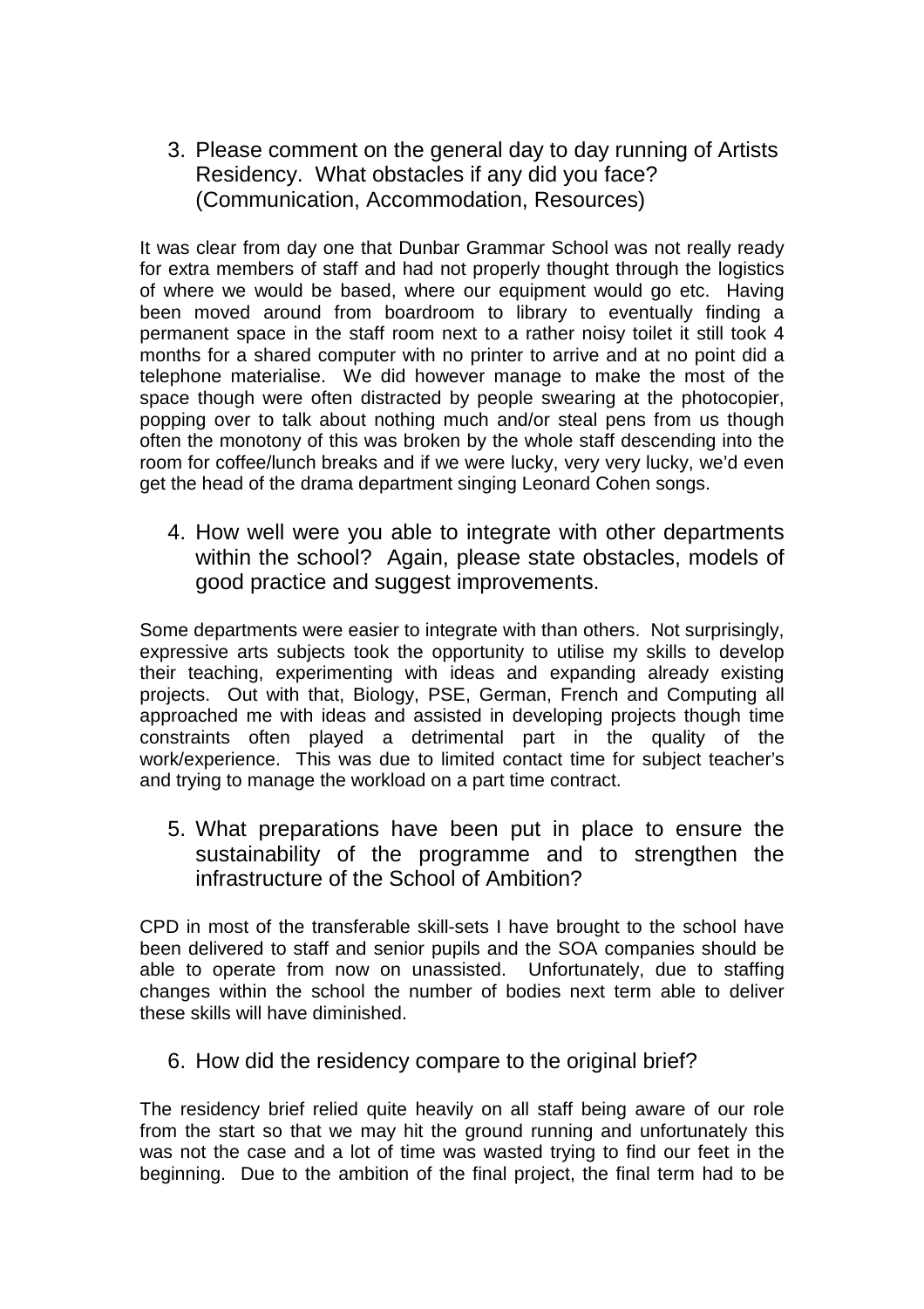3. Please comment on the general day to day running of Artists Residency. What obstacles if any did you face? (Communication, Accommodation, Resources)

It was clear from day one that Dunbar Grammar School was not really ready for extra members of staff and had not properly thought through the logistics of where we would be based, where our equipment would go etc. Having been moved around from boardroom to library to eventually finding a permanent space in the staff room next to a rather noisy toilet it still took 4 months for a shared computer with no printer to arrive and at no point did a telephone materialise. We did however manage to make the most of the space though were often distracted by people swearing at the photocopier, popping over to talk about nothing much and/or steal pens from us though often the monotony of this was broken by the whole staff descending into the room for coffee/lunch breaks and if we were lucky, very very lucky, we'd even get the head of the drama department singing Leonard Cohen songs.

4. How well were you able to integrate with other departments within the school? Again, please state obstacles, models of good practice and suggest improvements.

Some departments were easier to integrate with than others. Not surprisingly, expressive arts subjects took the opportunity to utilise my skills to develop their teaching, experimenting with ideas and expanding already existing projects. Out with that, Biology, PSE, German, French and Computing all approached me with ideas and assisted in developing projects though time constraints often played a detrimental part in the quality of the work/experience. This was due to limited contact time for subject teacher's and trying to manage the workload on a part time contract.

5. What preparations have been put in place to ensure the sustainability of the programme and to strengthen the infrastructure of the School of Ambition?

CPD in most of the transferable skill-sets I have brought to the school have been delivered to staff and senior pupils and the SOA companies should be able to operate from now on unassisted. Unfortunately, due to staffing changes within the school the number of bodies next term able to deliver these skills will have diminished.

6. How did the residency compare to the original brief?

The residency brief relied quite heavily on all staff being aware of our role from the start so that we may hit the ground running and unfortunately this was not the case and a lot of time was wasted trying to find our feet in the beginning. Due to the ambition of the final project, the final term had to be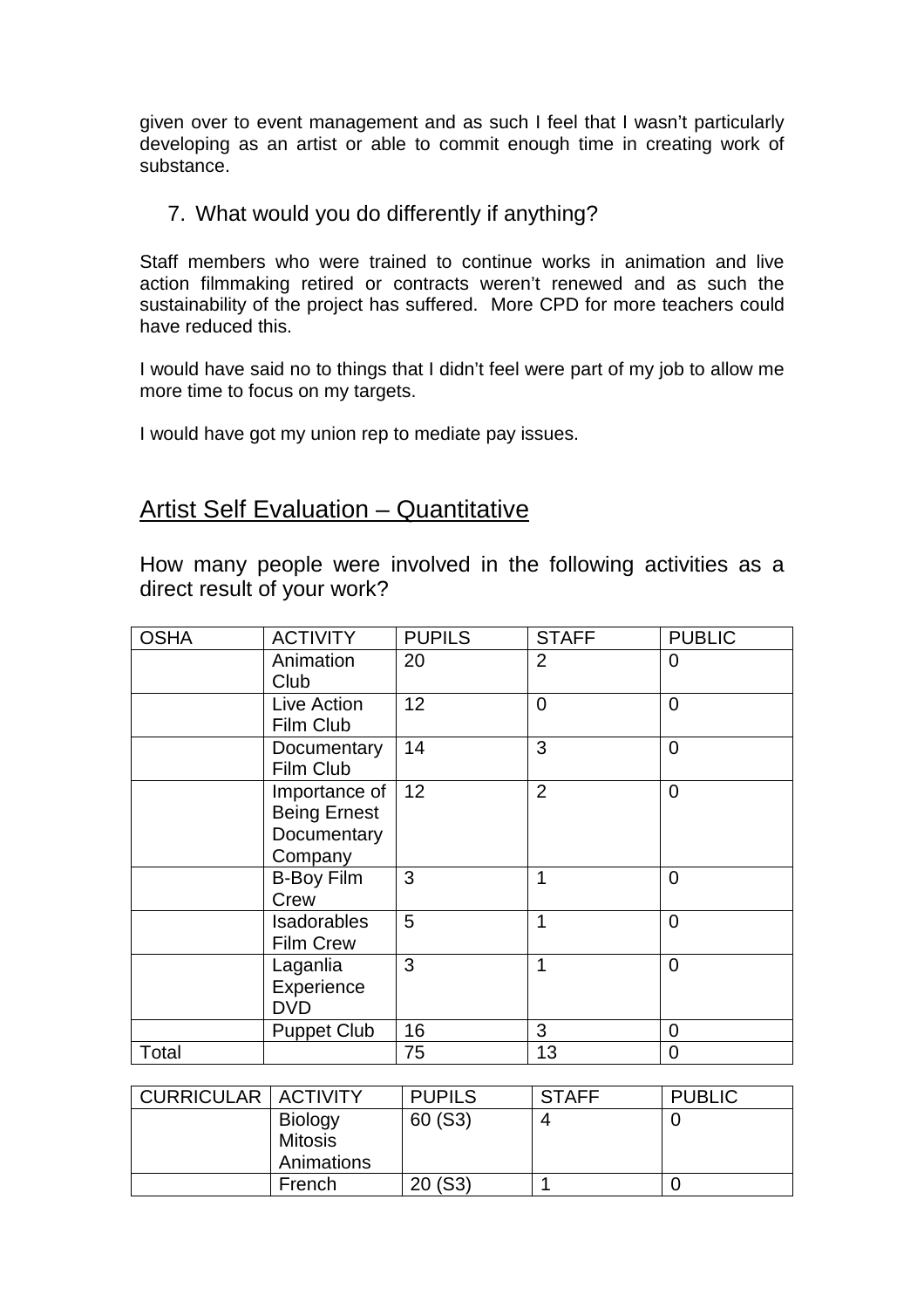given over to event management and as such I feel that I wasn't particularly developing as an artist or able to commit enough time in creating work of substance.

7. What would you do differently if anything?

Staff members who were trained to continue works in animation and live action filmmaking retired or contracts weren't renewed and as such the sustainability of the project has suffered. More CPD for more teachers could have reduced this.

I would have said no to things that I didn't feel were part of my job to allow me more time to focus on my targets.

I would have got my union rep to mediate pay issues.

## Artist Self Evaluation – Quantitative

How many people were involved in the following activities as a direct result of your work?

| OSHA | ACTIVITY | PUPILS | STAFF | PUBLIC |
|---|---|---|---|---|
| | Animation Club | 20 | 2 | 0 |
| | Live Action Film Club | 12 | 0 | 0 |
| | Documentary Film Club | 14 | 3 | 0 |
| | Importance of Being Ernest Documentary Company | 12 | 2 | 0 |
| | B-Boy Film Crew | 3 | 1 | 0 |
| | Isadorables Film Crew | 5 | 1 | 0 |
| | Laganlia Experience DVD | 3 | 1 | 0 |
| | Puppet Club | 16 | 3 | 0 |
| Total | | 75 | 13 | 0 |

| CURRICULAR | ACTIVITY | PUPILS | STAFF | PUBLIC |
|---|---|---|---|---|
| | Biology Mitosis Animations | 60 (S3) | 4 | 0 |
| | French | 20 (S3) | 1 | 0 |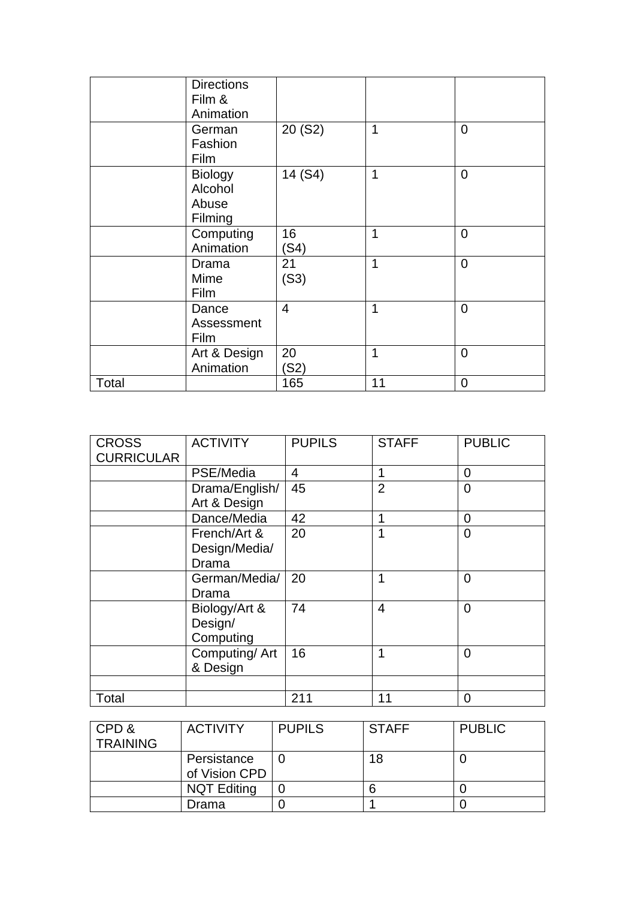| | | | | |
|---|---|---|---|---|
| | Directions Film & Animation | | | |
| | German Fashion Film | 20 (S2) | 1 | 0 |
| | Biology Alcohol Abuse Filming | 14 (S4) | 1 | 0 |
| | Computing Animation | 16 (S4) | 1 | 0 |
| | Drama Mime Film | 21 (S3) | 1 | 0 |
| | Dance Assessment Film | 4 | 1 | 0 |
| | Art & Design Animation | 20 (S2) | 1 | 0 |
| Total | | 165 | 11 | 0 |

| CROSS CURRICULAR | ACTIVITY | PUPILS | STAFF | PUBLIC |
|---|---|---|---|---|
| | PSE/Media | 4 | 1 | 0 |
| | Drama/English/ Art & Design | 45 | 2 | 0 |
| | Dance/Media | 42 | 1 | 0 |
| | French/Art & Design/Media/ Drama | 20 | 1 | 0 |
| | German/Media/ Drama | 20 | 1 | 0 |
| | Biology/Art & Design/ Computing | 74 | 4 | 0 |
| | Computing/ Art & Design | 16 | 1 | 0 |
| | | | | |
| Total | | 211 | 11 | 0 |

| CPD & TRAINING | ACTIVITY | PUPILS | STAFF | PUBLIC |
|---|---|---|---|---|
| | Persistance of Vision CPD | 0 | 18 | 0 |
| | NQT Editing | 0 | 6 | 0 |
| | Drama | 0 | 1 | 0 |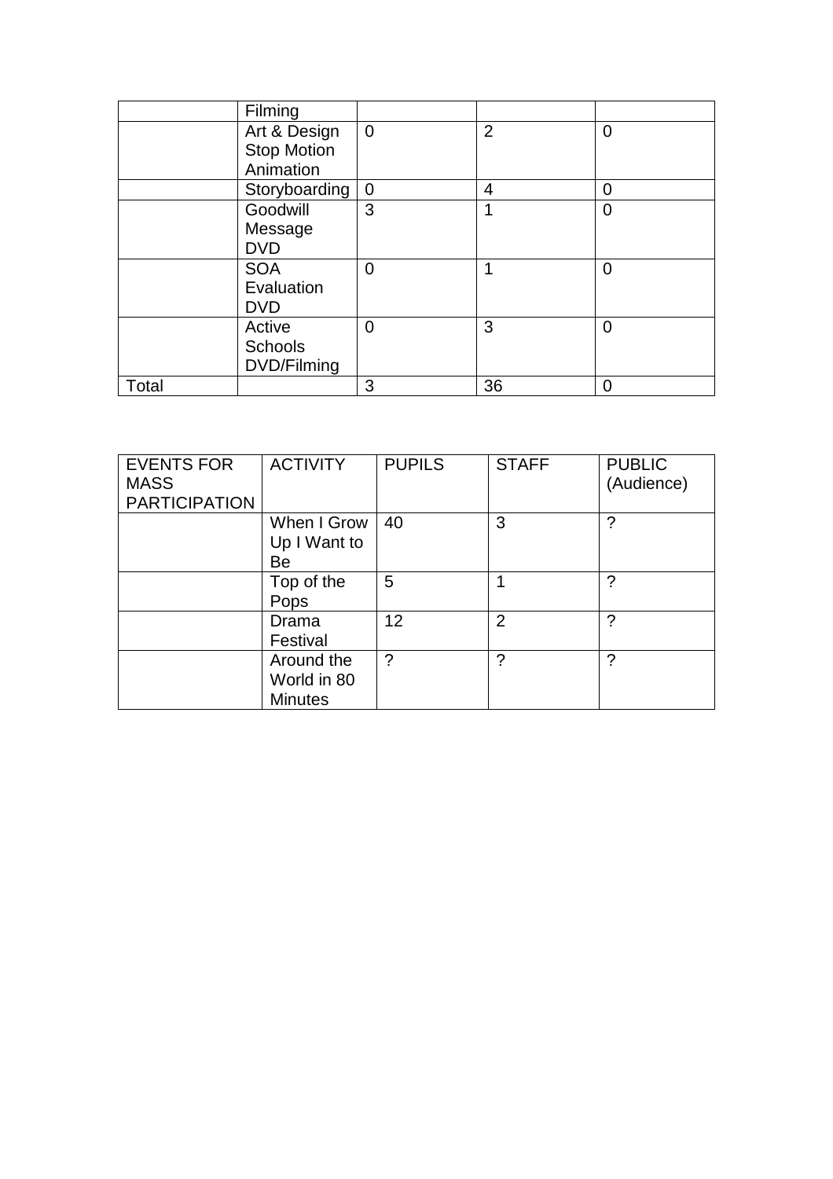| | | | | |
|---|---|---|---|---|
| | Filming | | | |
| | Art & Design Stop Motion Animation | 0 | 2 | 0 |
| | Storyboarding | 0 | 4 | 0 |
| | Goodwill Message DVD | 3 | 1 | 0 |
| | SOA Evaluation DVD | 0 | 1 | 0 |
| | Active Schools DVD/Filming | 0 | 3 | 0 |
| Total | | 3 | 36 | 0 |

| EVENTS FOR MASS PARTICIPATION | ACTIVITY | PUPILS | STAFF | PUBLIC (Audience) |
|---|---|---|---|---|
| | When I Grow Up I Want to Be | 40 | 3 | ? |
| | Top of the Pops | 5 | 1 | ? |
| | Drama Festival | 12 | 2 | ? |
| | Around the World in 80 Minutes | ? | ? | ? |